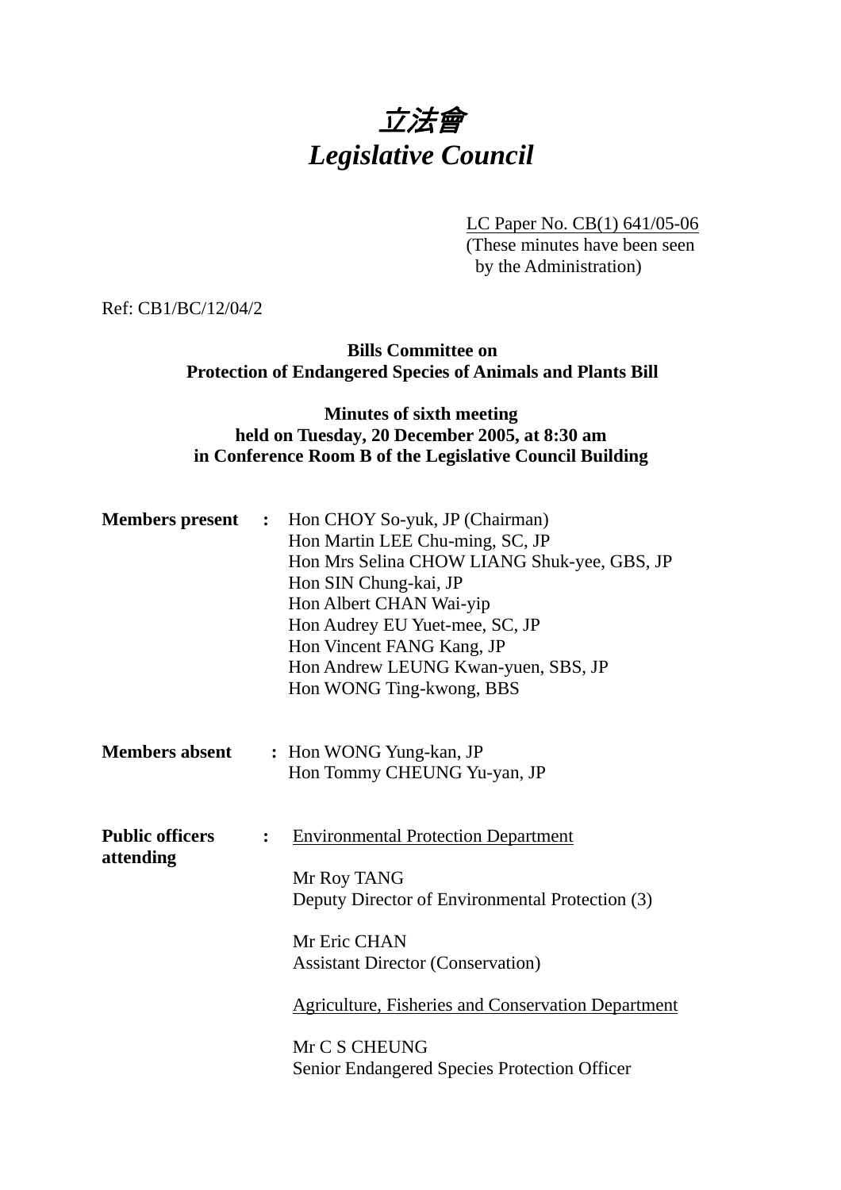# *立法會*
# *Legislative Council*

LC Paper No. CB(1) 641/05-06
(These minutes have been seen by the Administration)

Ref: CB1/BC/12/04/2

**Bills Committee on**
**Protection of Endangered Species of Animals and Plants Bill**

**Minutes of sixth meeting**
**held on Tuesday, 20 December 2005, at 8:30 am**
**in Conference Room B of the Legislative Council Building**

**Members present** : Hon CHOY So-yuk, JP (Chairman)
Hon Martin LEE Chu-ming, SC, JP
Hon Mrs Selina CHOW LIANG Shuk-yee, GBS, JP
Hon SIN Chung-kai, JP
Hon Albert CHAN Wai-yip
Hon Audrey EU Yuet-mee, SC, JP
Hon Vincent FANG Kang, JP
Hon Andrew LEUNG Kwan-yuen, SBS, JP
Hon WONG Ting-kwong, BBS

**Members absent** : Hon WONG Yung-kan, JP
Hon Tommy CHEUNG Yu-yan, JP

**Public officers attending** :

Environmental Protection Department

Mr Roy TANG
Deputy Director of Environmental Protection (3)

Mr Eric CHAN
Assistant Director (Conservation)

Agriculture, Fisheries and Conservation Department

Mr C S CHEUNG
Senior Endangered Species Protection Officer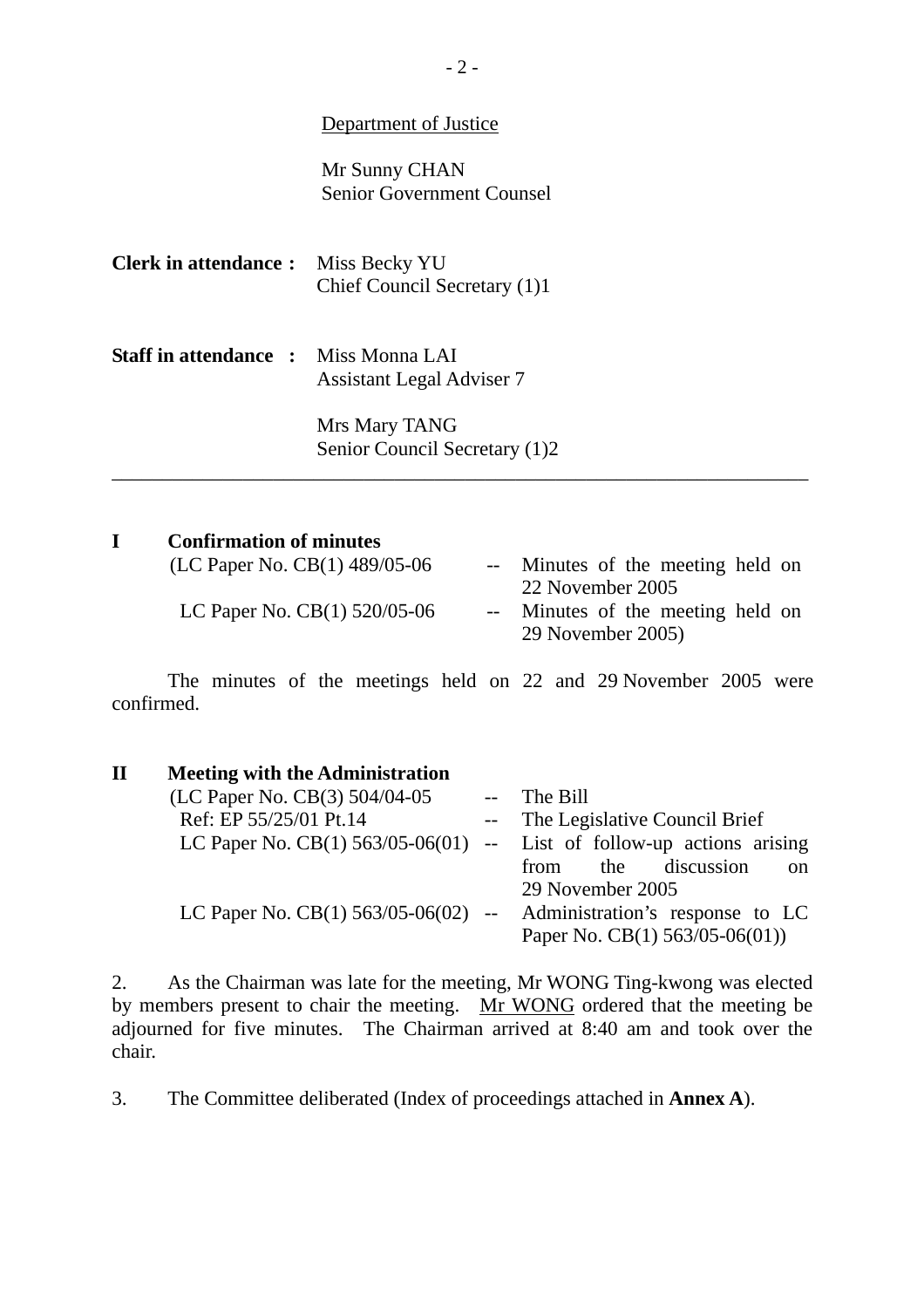Department of Justice

Mr Sunny CHAN
Senior Government Counsel

**Clerk in attendance :** Miss Becky YU
Chief Council Secretary (1)1

**Staff in attendance :** Miss Monna LAI
Assistant Legal Adviser 7

Mrs Mary TANG
Senior Council Secretary (1)2

---

**I Confirmation of minutes**

(LC Paper No. CB(1) 489/05-06 -- Minutes of the meeting held on 22 November 2005

LC Paper No. CB(1) 520/05-06 -- Minutes of the meeting held on 29 November 2005)

The minutes of the meetings held on 22 and 29 November 2005 were confirmed.

**II Meeting with the Administration**

(LC Paper No. CB(3) 504/04-05 -- The Bill

Ref: EP 55/25/01 Pt.14 -- The Legislative Council Brief

LC Paper No. CB(1) 563/05-06(01) -- List of follow-up actions arising from the discussion on 29 November 2005

LC Paper No. CB(1) 563/05-06(02) -- Administration's response to LC Paper No. CB(1) 563/05-06(01))

2. As the Chairman was late for the meeting, Mr WONG Ting-kwong was elected by members present to chair the meeting. Mr WONG ordered that the meeting be adjourned for five minutes. The Chairman arrived at 8:40 am and took over the chair.

3. The Committee deliberated (Index of proceedings attached in **Annex A**).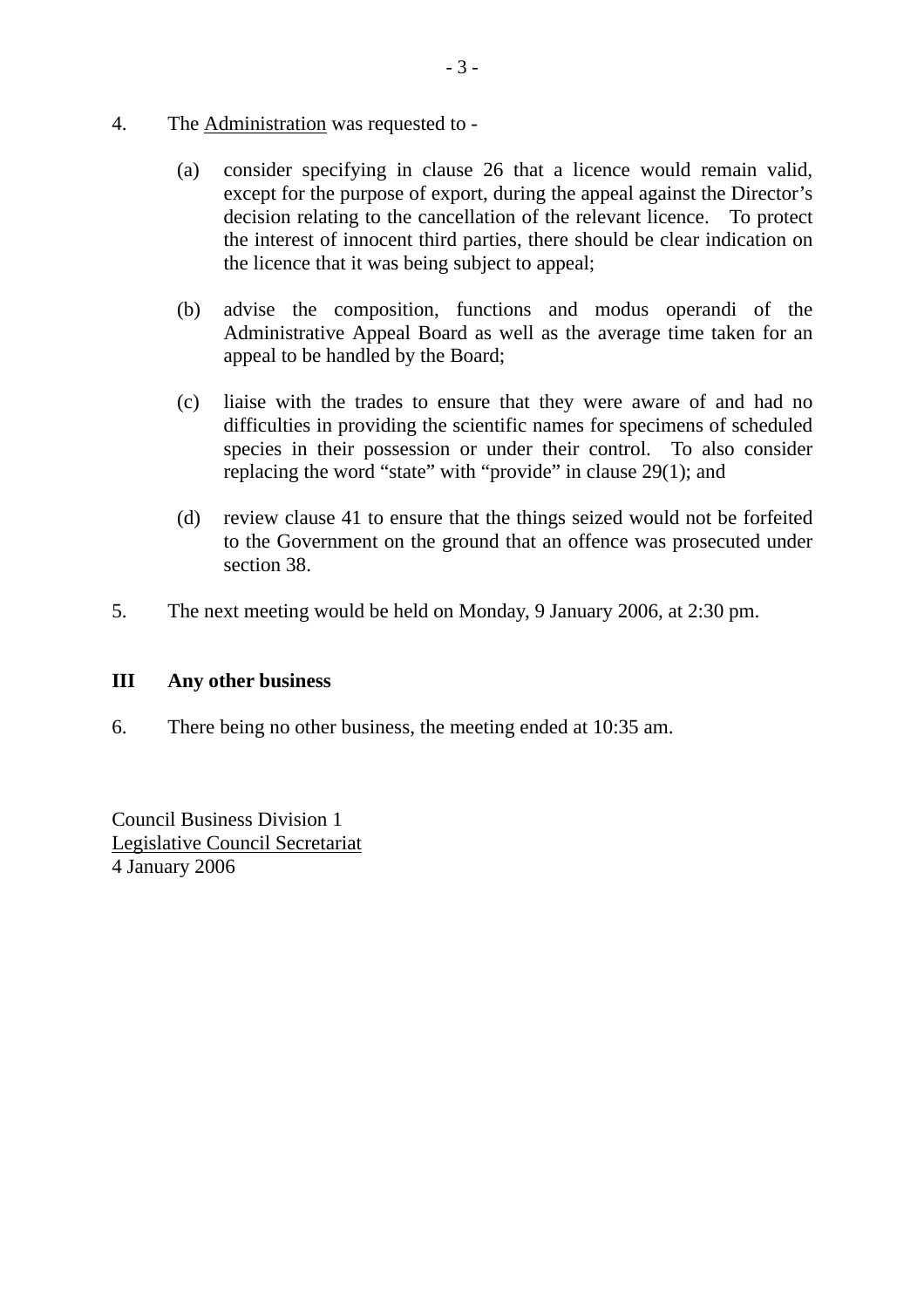4. The Administration was requested to -

   (a) consider specifying in clause 26 that a licence would remain valid, except for the purpose of export, during the appeal against the Director's decision relating to the cancellation of the relevant licence. To protect the interest of innocent third parties, there should be clear indication on the licence that it was being subject to appeal;

   (b) advise the composition, functions and modus operandi of the Administrative Appeal Board as well as the average time taken for an appeal to be handled by the Board;

   (c) liaise with the trades to ensure that they were aware of and had no difficulties in providing the scientific names for specimens of scheduled species in their possession or under their control. To also consider replacing the word "state" with "provide" in clause 29(1); and

   (d) review clause 41 to ensure that the things seized would not be forfeited to the Government on the ground that an offence was prosecuted under section 38.

5. The next meeting would be held on Monday, 9 January 2006, at 2:30 pm.

**III Any other business**

6. There being no other business, the meeting ended at 10:35 am.

Council Business Division 1
Legislative Council Secretariat
4 January 2006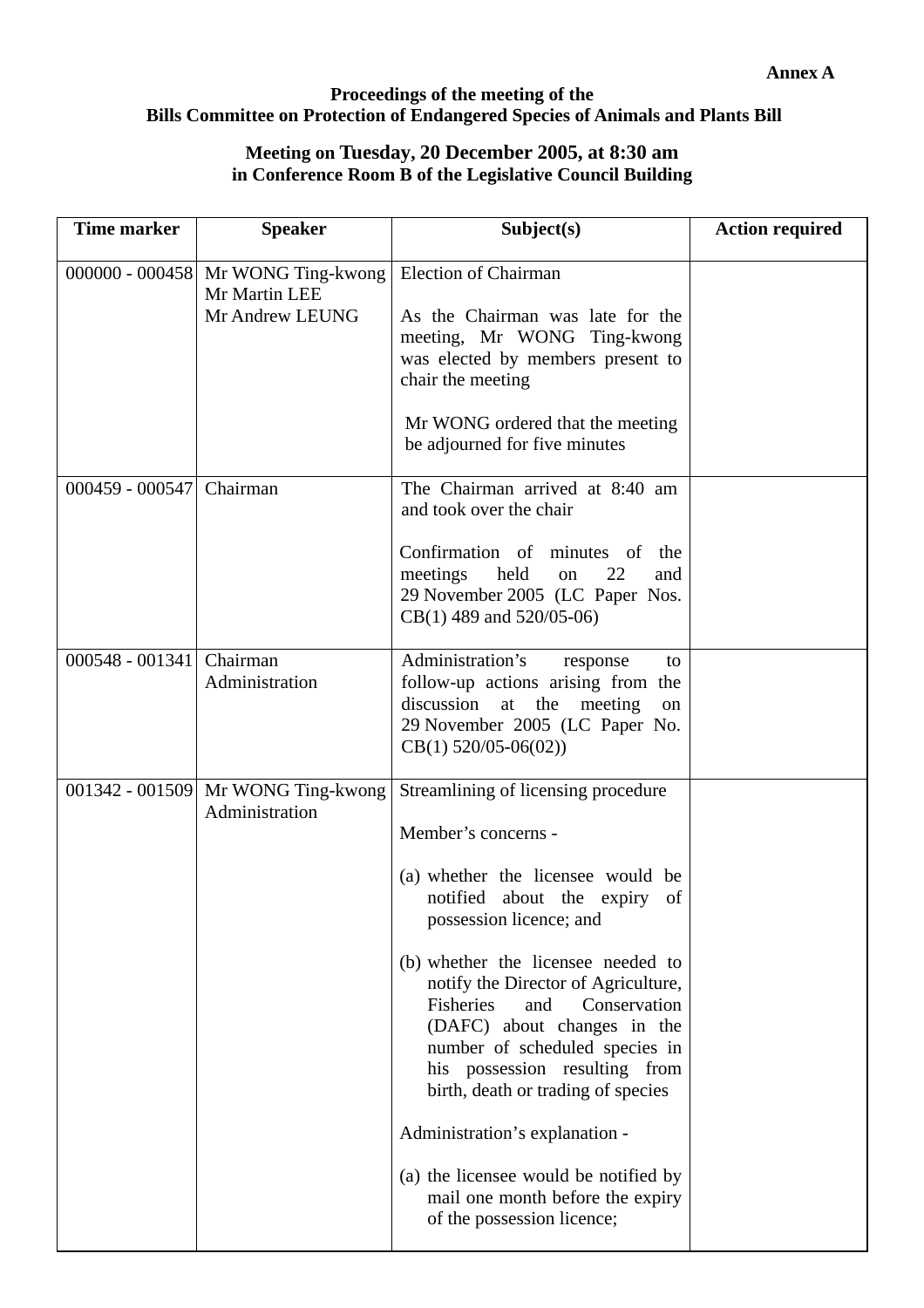**Annex A**

**Proceedings of the meeting of the Bills Committee on Protection of Endangered Species of Animals and Plants Bill**

**Meeting on Tuesday, 20 December 2005, at 8:30 am in Conference Room B of the Legislative Council Building**

| Time marker | Speaker | Subject(s) | Action required |
|---|---|---|---|
| 000000 - 000458 | Mr WONG Ting-kwong<br>Mr Martin LEE<br>Mr Andrew LEUNG | Election of Chairman<br><br>As the Chairman was late for the meeting, Mr WONG Ting-kwong was elected by members present to chair the meeting<br><br>Mr WONG ordered that the meeting be adjourned for five minutes | |
| 000459 - 000547 | Chairman | The Chairman arrived at 8:40 am and took over the chair<br><br>Confirmation of minutes of the meetings held on 22 and 29 November 2005 (LC Paper Nos. CB(1) 489 and 520/05-06) | |
| 000548 - 001341 | Chairman<br>Administration | Administration's response to follow-up actions arising from the discussion at the meeting on 29 November 2005 (LC Paper No. CB(1) 520/05-06(02)) | |
| 001342 - 001509 | Mr WONG Ting-kwong<br>Administration | Streamlining of licensing procedure<br><br>Member's concerns -<br><br>(a) whether the licensee would be notified about the expiry of possession licence; and<br><br>(b) whether the licensee needed to notify the Director of Agriculture, Fisheries and Conservation (DAFC) about changes in the number of scheduled species in his possession resulting from birth, death or trading of species<br><br>Administration's explanation -<br><br>(a) the licensee would be notified by mail one month before the expiry of the possession licence; | |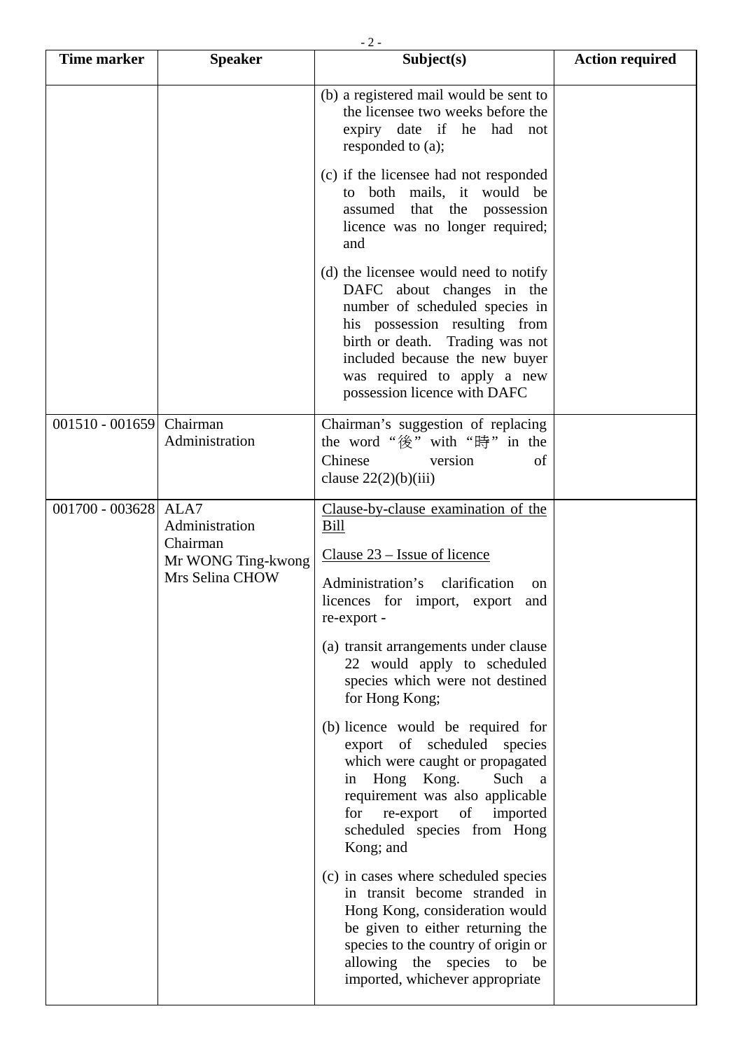| Time marker | Speaker | Subject(s) | Action required |
|---|---|---|---|
| | | (b) a registered mail would be sent to the licensee two weeks before the expiry date if he had not responded to (a);<br><br>(c) if the licensee had not responded to both mails, it would be assumed that the possession licence was no longer required; and<br><br>(d) the licensee would need to notify DAFC about changes in the number of scheduled species in his possession resulting from birth or death. Trading was not included because the new buyer was required to apply a new possession licence with DAFC | |
| 001510 - 001659 | Chairman<br>Administration | Chairman's suggestion of replacing the word "後" with "時" in the Chinese version of clause 22(2)(b)(iii) | |
| 001700 - 003628 | ALA7<br>Administration<br>Chairman<br>Mr WONG Ting-kwong<br>Mrs Selina CHOW | <u>Clause-by-clause examination of the Bill</u><br><br><u>Clause 23 – Issue of licence</u><br><br>Administration's clarification on licences for import, export and re-export -<br><br>(a) transit arrangements under clause 22 would apply to scheduled species which were not destined for Hong Kong;<br><br>(b) licence would be required for export of scheduled species which were caught or propagated in Hong Kong. Such a requirement was also applicable for re-export of imported scheduled species from Hong Kong; and<br><br>(c) in cases where scheduled species in transit become stranded in Hong Kong, consideration would be given to either returning the species to the country of origin or allowing the species to be imported, whichever appropriate | |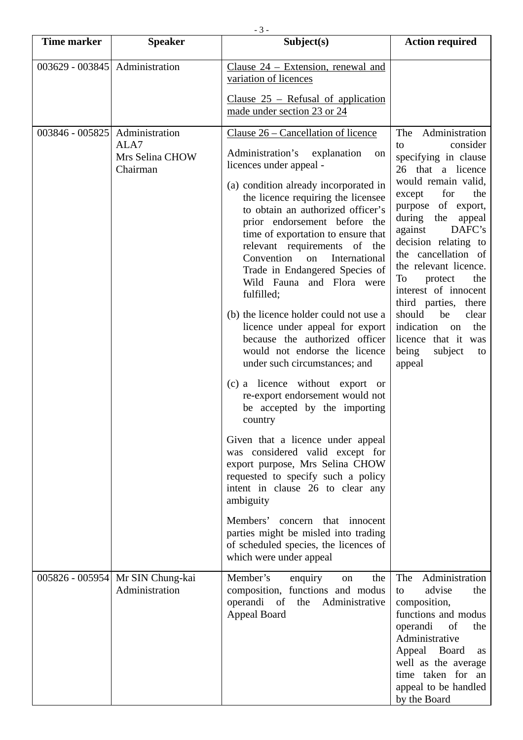| Time marker | Speaker | Subject(s) | Action required |
|---|---|---|---|
| 003629 - 003845 | Administration | Clause 24 – Extension, renewal and variation of licences<br><br>Clause 25 – Refusal of application made under section 23 or 24 | |
| 003846 - 005825 | Administration<br>ALA7<br>Mrs Selina CHOW<br>Chairman | Clause 26 – Cancellation of licence<br><br>Administration's explanation on licences under appeal -<br><br>(a) condition already incorporated in the licence requiring the licensee to obtain an authorized officer's prior endorsement before the time of exportation to ensure that relevant requirements of the Convention on International Trade in Endangered Species of Wild Fauna and Flora were fulfilled;<br><br>(b) the licence holder could not use a licence under appeal for export because the authorized officer would not endorse the licence under such circumstances; and<br><br>(c) a licence without export or re-export endorsement would not be accepted by the importing country<br><br>Given that a licence under appeal was considered valid except for export purpose, Mrs Selina CHOW requested to specify such a policy intent in clause 26 to clear any ambiguity<br><br>Members' concern that innocent parties might be misled into trading of scheduled species, the licences of which were under appeal | The Administration to consider specifying in clause 26 that a licence would remain valid, except for the purpose of export, during the appeal against DAFC's decision relating to the cancellation of the relevant licence. To protect the interest of innocent third parties, there should be clear indication on the licence that it was being subject to appeal |
| 005826 - 005954 | Mr SIN Chung-kai<br>Administration | Member's enquiry on the composition, functions and modus operandi of the Administrative Appeal Board | The Administration to advise the composition, functions and modus operandi of the Administrative Appeal Board as well as the average time taken for an appeal to be handled by the Board |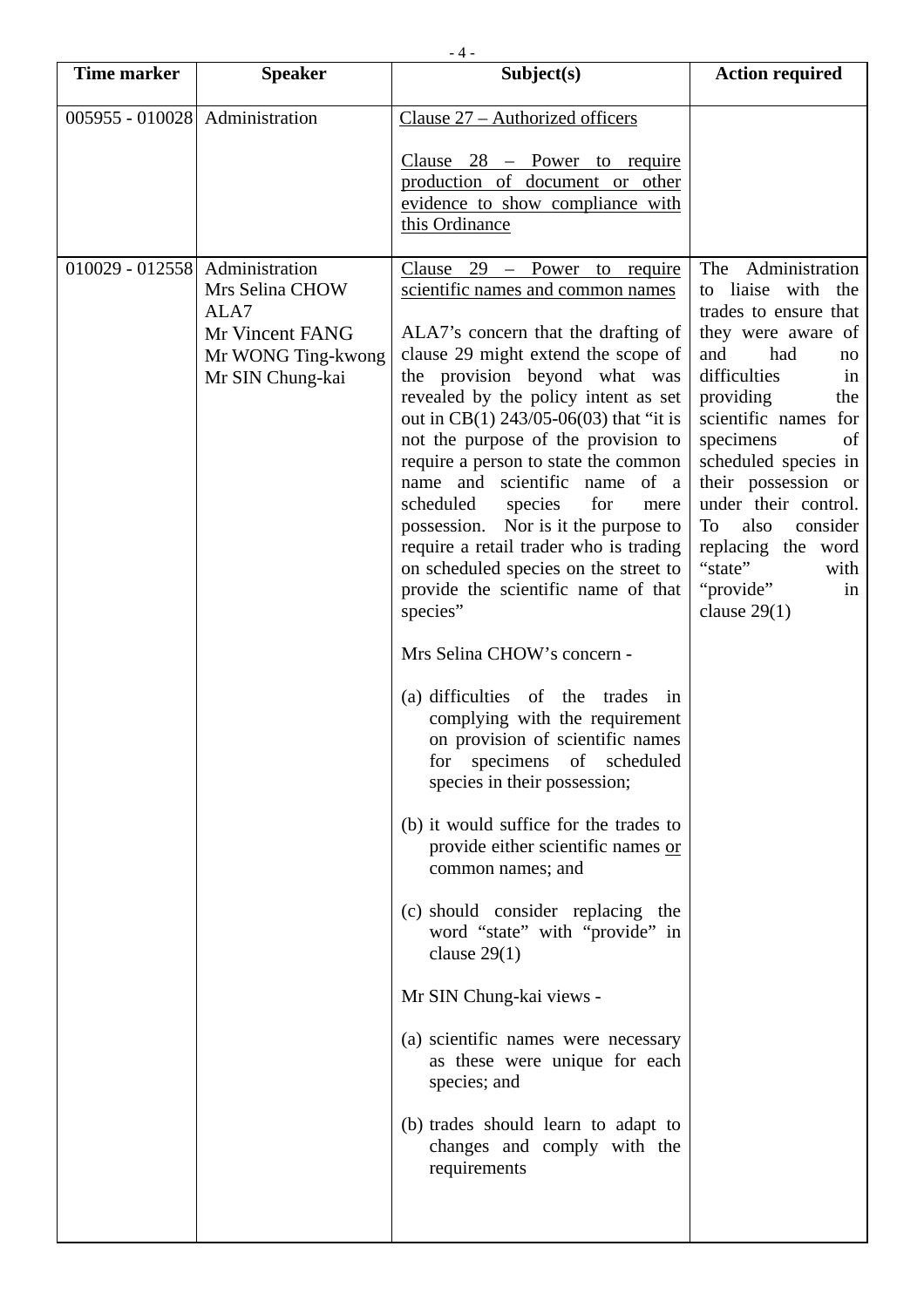| Time marker | Speaker | Subject(s) | Action required |
|---|---|---|---|
| 005955 - 010028 | Administration | Clause 27 – Authorized officers<br><br>Clause 28 – Power to require production of document or other evidence to show compliance with this Ordinance | |
| 010029 - 012558 | Administration<br>Mrs Selina CHOW<br>ALA7<br>Mr Vincent FANG<br>Mr WONG Ting-kwong<br>Mr SIN Chung-kai | Clause 29 – Power to require scientific names and common names<br><br>ALA7's concern that the drafting of clause 29 might extend the scope of the provision beyond what was revealed by the policy intent as set out in CB(1) 243/05-06(03) that "it is not the purpose of the provision to require a person to state the common name and scientific name of a scheduled species for mere possession. Nor is it the purpose to require a retail trader who is trading on scheduled species on the street to provide the scientific name of that species"<br><br>Mrs Selina CHOW's concern -<br><br>(a) difficulties of the trades in complying with the requirement on provision of scientific names for specimens of scheduled species in their possession;<br><br>(b) it would suffice for the trades to provide either scientific names or common names; and<br><br>(c) should consider replacing the word "state" with "provide" in clause 29(1)<br><br>Mr SIN Chung-kai views -<br><br>(a) scientific names were necessary as these were unique for each species; and<br><br>(b) trades should learn to adapt to changes and comply with the requirements | The Administration to liaise with the trades to ensure that they were aware of and had no difficulties in providing the scientific names for specimens of scheduled species in their possession or under their control. To also consider replacing the word "state" with "provide" in clause 29(1) |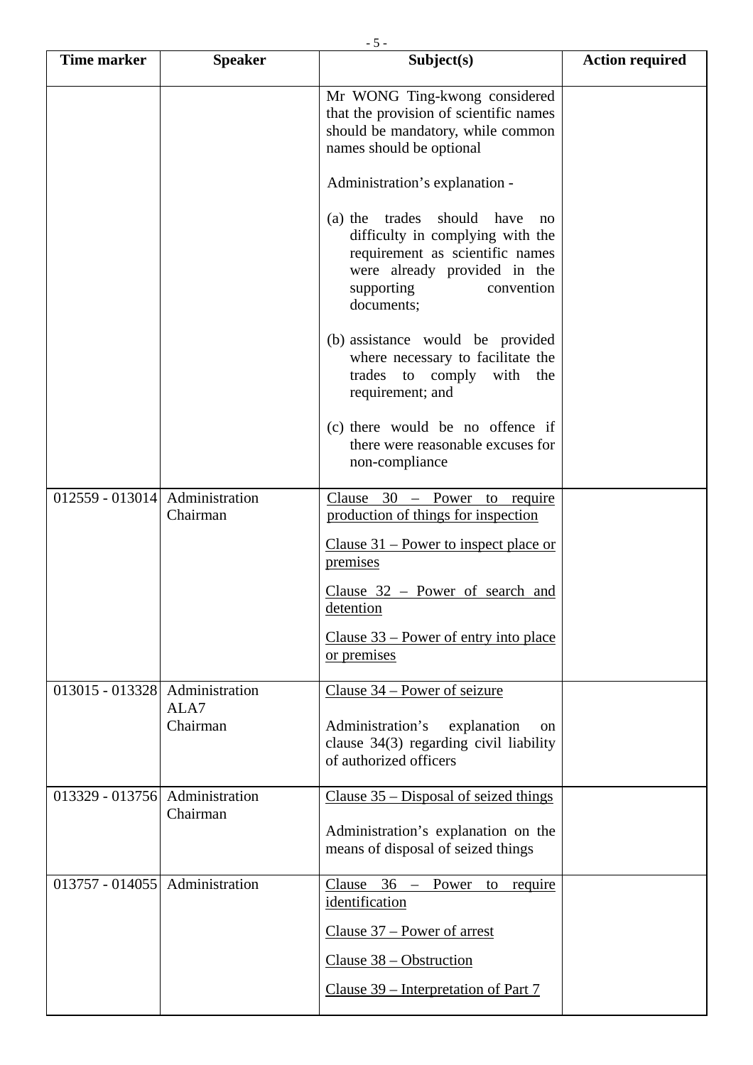| Time marker | Speaker | Subject(s) | Action required |
|---|---|---|---|
| | | Mr WONG Ting-kwong considered that the provision of scientific names should be mandatory, while common names should be optional<br><br>Administration's explanation -<br><br>(a) the trades should have no difficulty in complying with the requirement as scientific names were already provided in the supporting convention documents;<br><br>(b) assistance would be provided where necessary to facilitate the trades to comply with the requirement; and<br><br>(c) there would be no offence if there were reasonable excuses for non-compliance | |
| 012559 - 013014 | Administration<br>Chairman | <u>Clause 30 – Power to require production of things for inspection</u><br><br><u>Clause 31 – Power to inspect place or premises</u><br><br><u>Clause 32 – Power of search and detention</u><br><br><u>Clause 33 – Power of entry into place or premises</u> | |
| 013015 - 013328 | Administration<br>ALA7<br>Chairman | <u>Clause 34 – Power of seizure</u><br><br>Administration's explanation on clause 34(3) regarding civil liability of authorized officers | |
| 013329 - 013756 | Administration<br>Chairman | <u>Clause 35 – Disposal of seized things</u><br><br>Administration's explanation on the means of disposal of seized things | |
| 013757 - 014055 | Administration | <u>Clause 36 – Power to require identification</u><br><br><u>Clause 37 – Power of arrest</u><br><br><u>Clause 38 – Obstruction</u><br><br><u>Clause 39 – Interpretation of Part 7</u> | |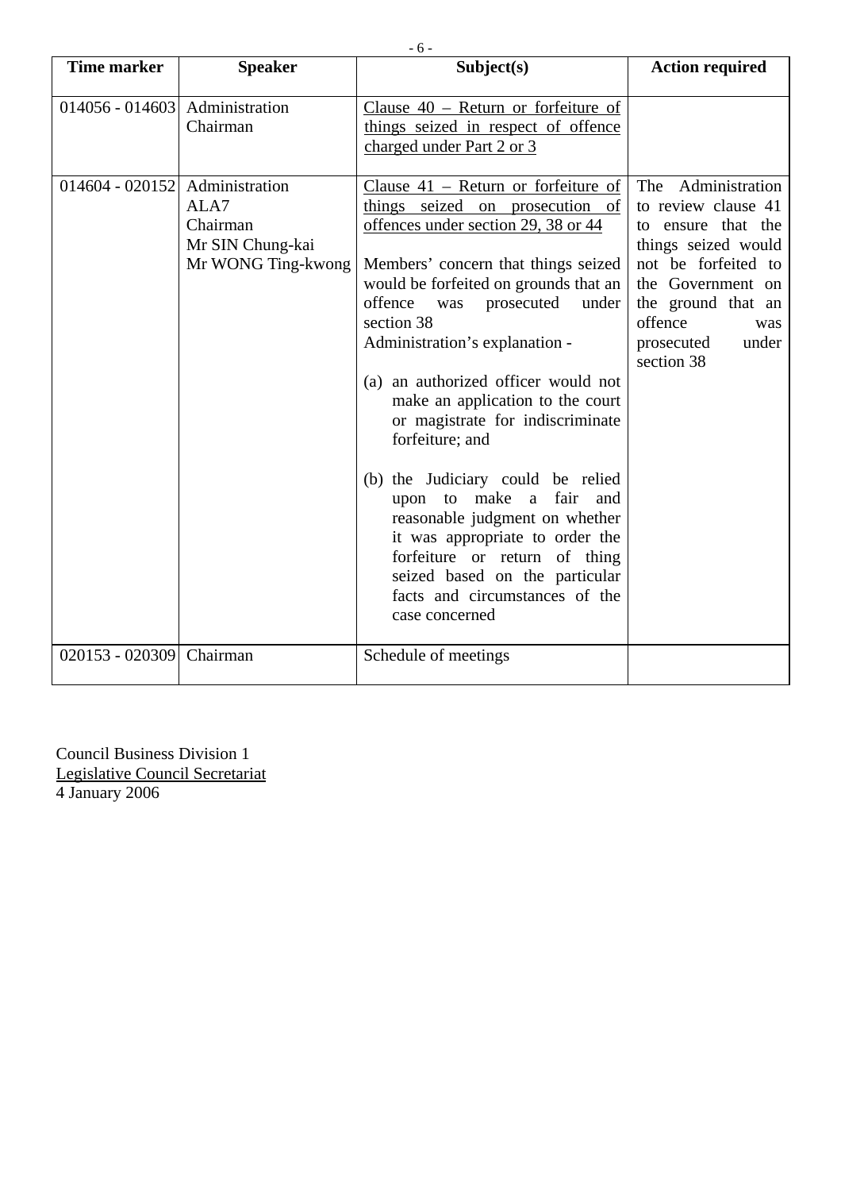| Time marker | Speaker | Subject(s) | Action required |
|---|---|---|---|
| 014056 - 014603 | Administration<br>Chairman | Clause 40 – Return or forfeiture of things seized in respect of offence charged under Part 2 or 3 | |
| 014604 - 020152 | Administration<br>ALA7<br>Chairman<br>Mr SIN Chung-kai<br>Mr WONG Ting-kwong | Clause 41 – Return or forfeiture of things seized on prosecution of offences under section 29, 38 or 44<br><br>Members' concern that things seized would be forfeited on grounds that an offence was prosecuted under section 38<br>Administration's explanation -<br><br>(a) an authorized officer would not make an application to the court or magistrate for indiscriminate forfeiture; and<br><br>(b) the Judiciary could be relied upon to make a fair and reasonable judgment on whether it was appropriate to order the forfeiture or return of thing seized based on the particular facts and circumstances of the case concerned | The Administration to review clause 41 to ensure that the things seized would not be forfeited to the Government on the ground that an offence was prosecuted under section 38 |
| 020153 - 020309 | Chairman | Schedule of meetings | |

Council Business Division 1
Legislative Council Secretariat
4 January 2006